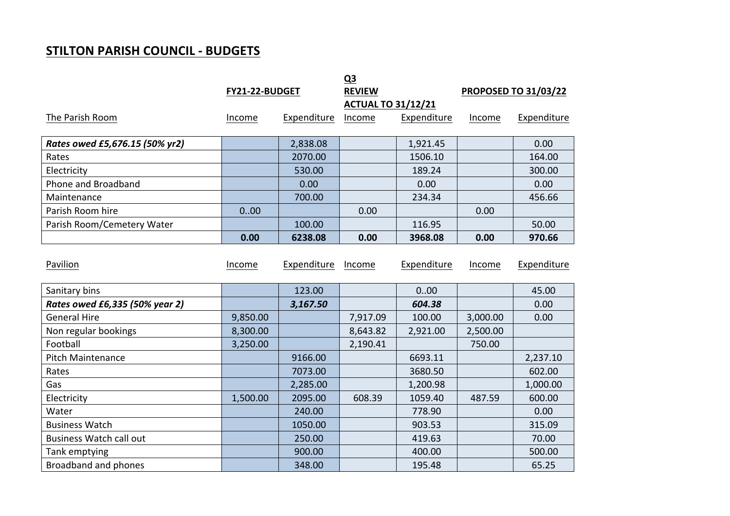## STILTON PARISH COUNCIL - BUDGETS

| The Parish Room | FY21-22-BUDGET Income | FY21-22-BUDGET Expenditure | Q3 REVIEW ACTUAL TO 31/12/21 Income | Q3 REVIEW ACTUAL TO 31/12/21 Expenditure | PROPOSED TO 31/03/22 Income | PROPOSED TO 31/03/22 Expenditure |
|---|---|---|---|---|---|---|
| ***Rates owed £5,676.15 (50% yr2)*** | | 2,838.08 | | 1,921.45 | | 0.00 |
| Rates | | 2070.00 | | 1506.10 | | 164.00 |
| Electricity | | 530.00 | | 189.24 | | 300.00 |
| Phone and Broadband | | 0.00 | | 0.00 | | 0.00 |
| Maintenance | | 700.00 | | 234.34 | | 456.66 |
| Parish Room hire | 0..00 | | 0.00 | | 0.00 | |
| Parish Room/Cemetery Water | | 100.00 | | 116.95 | | 50.00 |
| | **0.00** | **6238.08** | **0.00** | **3968.08** | **0.00** | **970.66** |

| Pavilion | Income | Expenditure | Income | Expenditure | Income | Expenditure |
|---|---|---|---|---|---|---|
| Sanitary bins | | 123.00 | | 0..00 | | 45.00 |
| ***Rates owed £6,335 (50% year 2)*** | | ***3,167.50*** | | ***604.38*** | | 0.00 |
| General Hire | 9,850.00 | | 7,917.09 | 100.00 | 3,000.00 | 0.00 |
| Non regular bookings | 8,300.00 | | 8,643.82 | 2,921.00 | 2,500.00 | |
| Football | 3,250.00 | | 2,190.41 | | 750.00 | |
| Pitch Maintenance | | 9166.00 | | 6693.11 | | 2,237.10 |
| Rates | | 7073.00 | | 3680.50 | | 602.00 |
| Gas | | 2,285.00 | | 1,200.98 | | 1,000.00 |
| Electricity | 1,500.00 | 2095.00 | 608.39 | 1059.40 | 487.59 | 600.00 |
| Water | | 240.00 | | 778.90 | | 0.00 |
| Business Watch | | 1050.00 | | 903.53 | | 315.09 |
| Business Watch call out | | 250.00 | | 419.63 | | 70.00 |
| Tank emptying | | 900.00 | | 400.00 | | 500.00 |
| Broadband and phones | | 348.00 | | 195.48 | | 65.25 |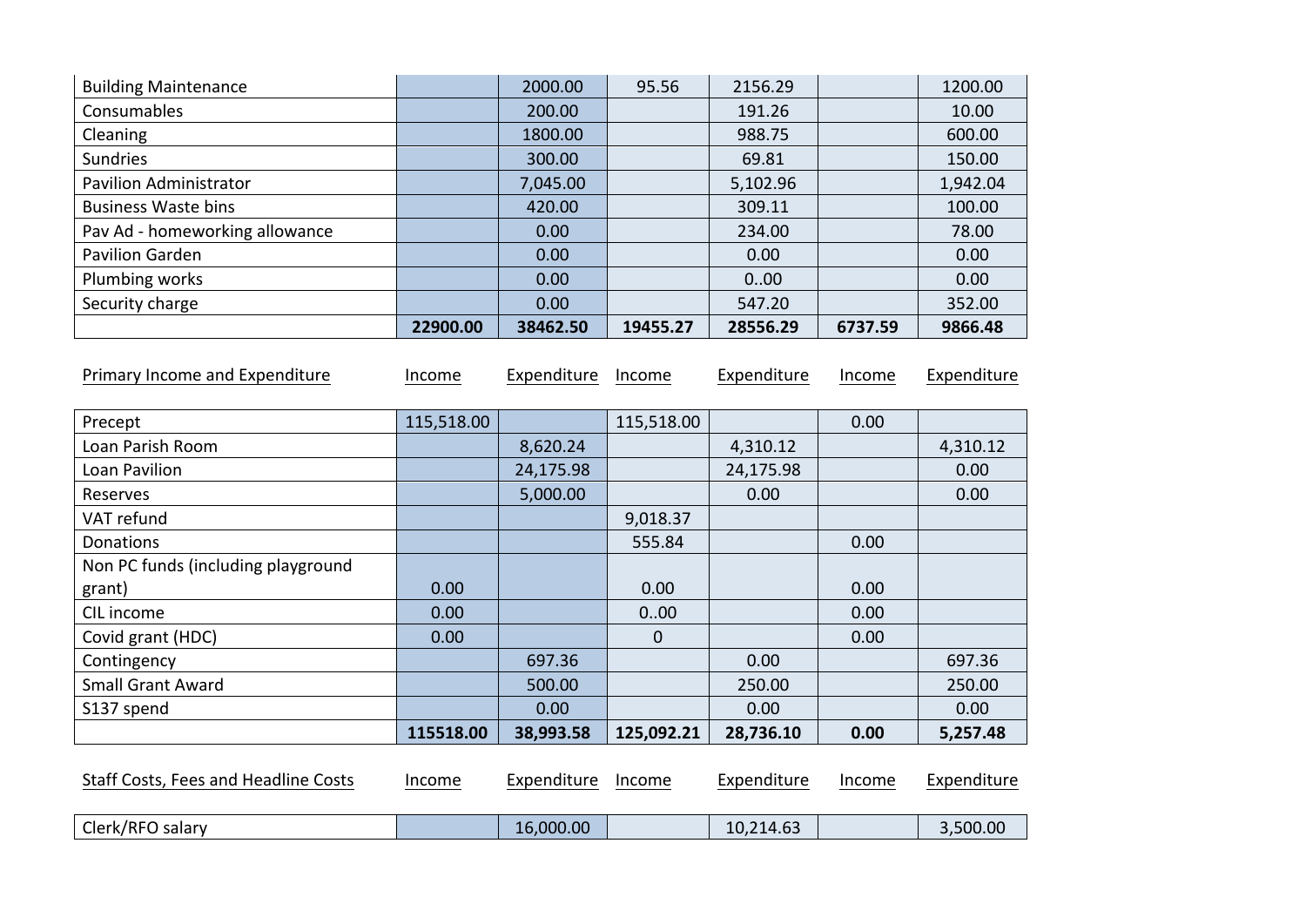| | | | | | | |
|---|---|---|---|---|---|---|
| Building Maintenance | | 2000.00 | 95.56 | 2156.29 | | 1200.00 |
| Consumables | | 200.00 | | 191.26 | | 10.00 |
| Cleaning | | 1800.00 | | 988.75 | | 600.00 |
| Sundries | | 300.00 | | 69.81 | | 150.00 |
| Pavilion Administrator | | 7,045.00 | | 5,102.96 | | 1,942.04 |
| Business Waste bins | | 420.00 | | 309.11 | | 100.00 |
| Pav Ad - homeworking allowance | | 0.00 | | 234.00 | | 78.00 |
| Pavilion Garden | | 0.00 | | 0.00 | | 0.00 |
| Plumbing works | | 0.00 | | 0..00 | | 0.00 |
| Security charge | | 0.00 | | 547.20 | | 352.00 |
| | **22900.00** | **38462.50** | **19455.27** | **28556.29** | **6737.59** | **9866.48** |

| Primary Income and Expenditure | Income | Expenditure | Income | Expenditure | Income | Expenditure |
|---|---|---|---|---|---|---|
| Precept | 115,518.00 | | 115,518.00 | | 0.00 | |
| Loan Parish Room | | 8,620.24 | | 4,310.12 | | 4,310.12 |
| Loan Pavilion | | 24,175.98 | | 24,175.98 | | 0.00 |
| Reserves | | 5,000.00 | | 0.00 | | 0.00 |
| VAT refund | | | 9,018.37 | | | |
| Donations | | | 555.84 | | 0.00 | |
| Non PC funds (including playground grant) | 0.00 | | 0.00 | | 0.00 | |
| CIL income | 0.00 | | 0..00 | | 0.00 | |
| Covid grant (HDC) | 0.00 | | 0 | | 0.00 | |
| Contingency | | 697.36 | | 0.00 | | 697.36 |
| Small Grant Award | | 500.00 | | 250.00 | | 250.00 |
| S137 spend | | 0.00 | | 0.00 | | 0.00 |
| | **115518.00** | **38,993.58** | **125,092.21** | **28,736.10** | **0.00** | **5,257.48** |

| Staff Costs, Fees and Headline Costs | Income | Expenditure | Income | Expenditure | Income | Expenditure |
|---|---|---|---|---|---|---|
| Clerk/RFO salary | | 16,000.00 | | 10,214.63 | | 3,500.00 |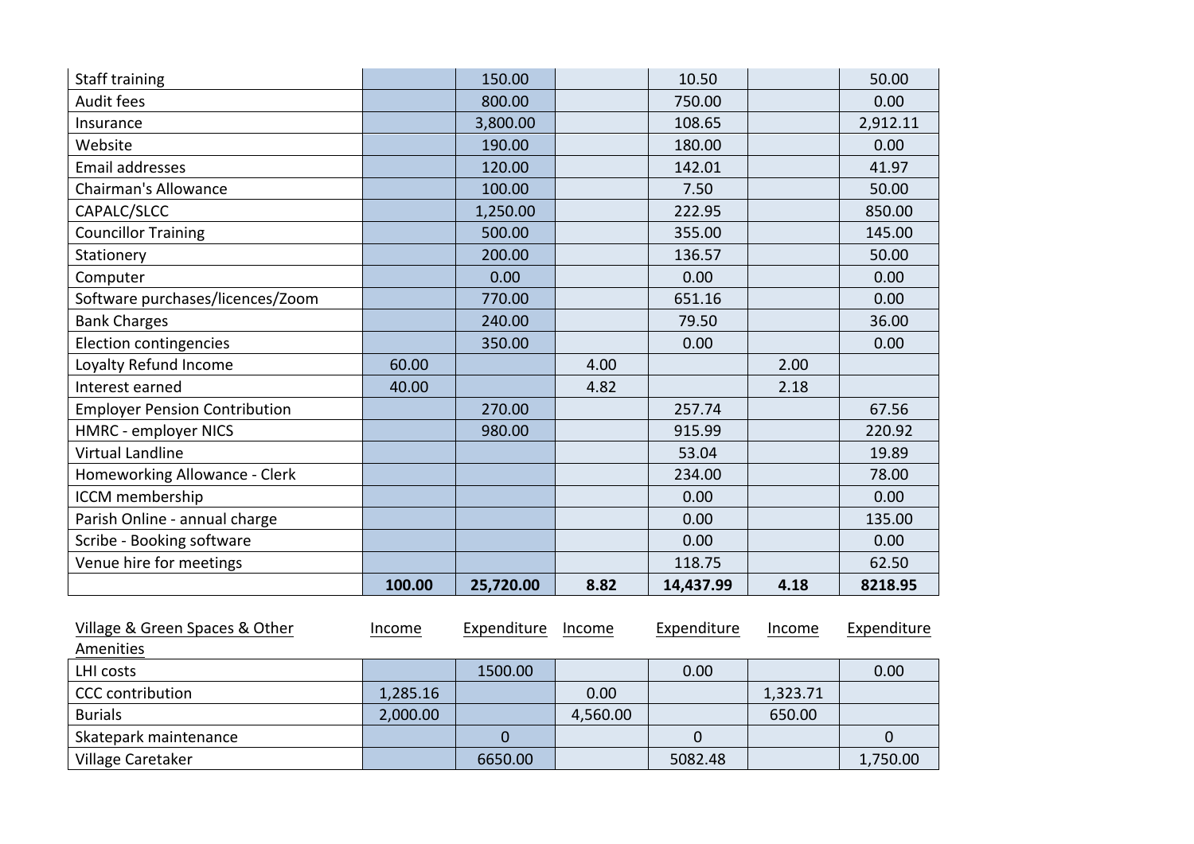| | | | | | | |
|---|---|---|---|---|---|---|
| Staff training | | 150.00 | | 10.50 | | 50.00 |
| Audit fees | | 800.00 | | 750.00 | | 0.00 |
| Insurance | | 3,800.00 | | 108.65 | | 2,912.11 |
| Website | | 190.00 | | 180.00 | | 0.00 |
| Email addresses | | 120.00 | | 142.01 | | 41.97 |
| Chairman's Allowance | | 100.00 | | 7.50 | | 50.00 |
| CAPALC/SLCC | | 1,250.00 | | 222.95 | | 850.00 |
| Councillor Training | | 500.00 | | 355.00 | | 145.00 |
| Stationery | | 200.00 | | 136.57 | | 50.00 |
| Computer | | 0.00 | | 0.00 | | 0.00 |
| Software purchases/licences/Zoom | | 770.00 | | 651.16 | | 0.00 |
| Bank Charges | | 240.00 | | 79.50 | | 36.00 |
| Election contingencies | | 350.00 | | 0.00 | | 0.00 |
| Loyalty Refund Income | 60.00 | | 4.00 | | 2.00 | |
| Interest earned | 40.00 | | 4.82 | | 2.18 | |
| Employer Pension Contribution | | 270.00 | | 257.74 | | 67.56 |
| HMRC - employer NICS | | 980.00 | | 915.99 | | 220.92 |
| Virtual Landline | | | | 53.04 | | 19.89 |
| Homeworking Allowance - Clerk | | | | 234.00 | | 78.00 |
| ICCM membership | | | | 0.00 | | 0.00 |
| Parish Online - annual charge | | | | 0.00 | | 135.00 |
| Scribe - Booking software | | | | 0.00 | | 0.00 |
| Venue hire for meetings | | | | 118.75 | | 62.50 |
| | **100.00** | **25,720.00** | **8.82** | **14,437.99** | **4.18** | **8218.95** |

| Village & Green Spaces & Other Amenities | Income | Expenditure | Income | Expenditure | Income | Expenditure |
|---|---|---|---|---|---|---|
| LHI costs | | 1500.00 | | 0.00 | | 0.00 |
| CCC contribution | 1,285.16 | | 0.00 | | 1,323.71 | |
| Burials | 2,000.00 | | 4,560.00 | | 650.00 | |
| Skatepark maintenance | | 0 | | 0 | | 0 |
| Village Caretaker | | 6650.00 | | 5082.48 | | 1,750.00 |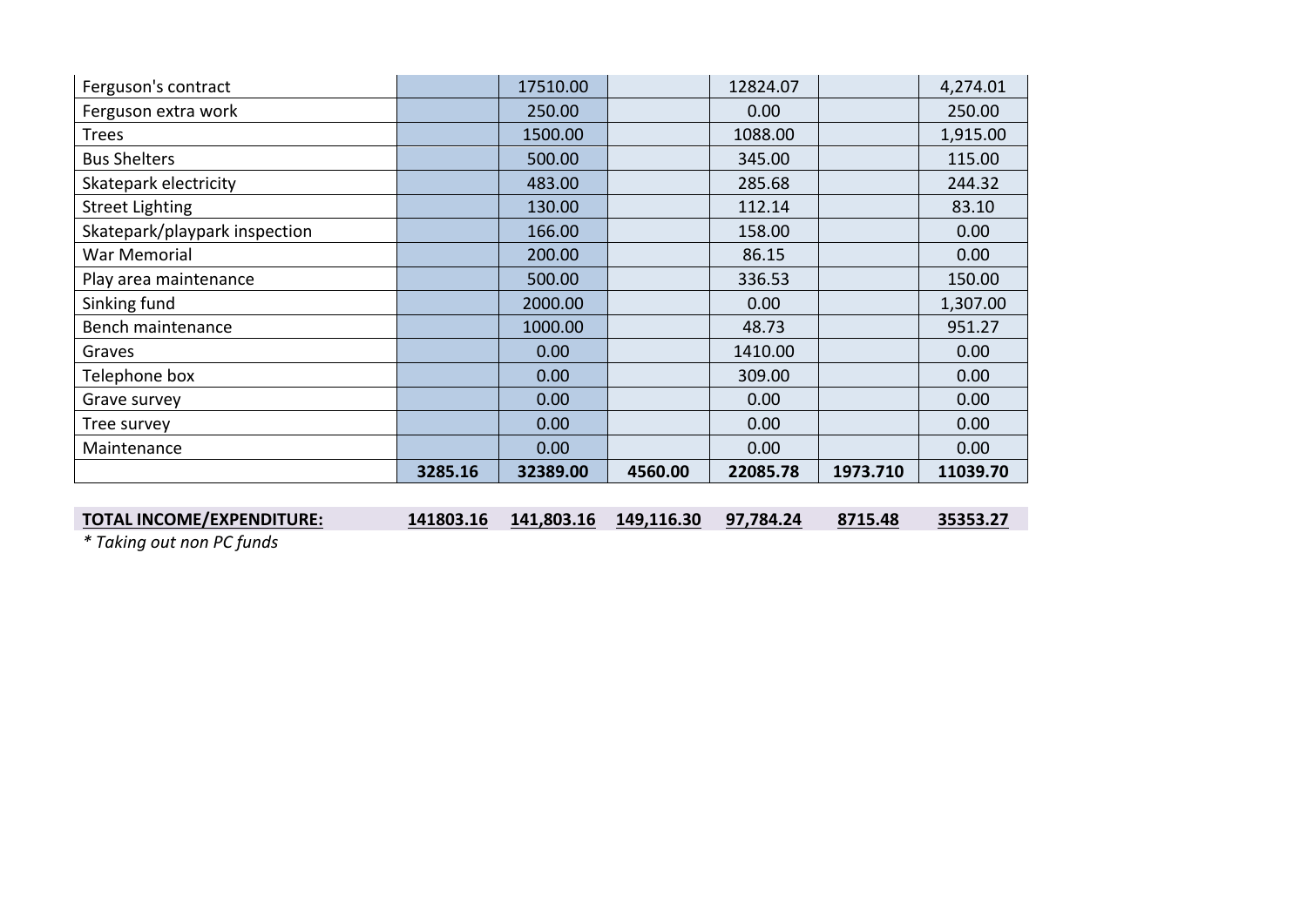| | | | | | | |
|---|---|---|---|---|---|---|
| Ferguson's contract | | 17510.00 | | 12824.07 | | 4,274.01 |
| Ferguson extra work | | 250.00 | | 0.00 | | 250.00 |
| Trees | | 1500.00 | | 1088.00 | | 1,915.00 |
| Bus Shelters | | 500.00 | | 345.00 | | 115.00 |
| Skatepark electricity | | 483.00 | | 285.68 | | 244.32 |
| Street Lighting | | 130.00 | | 112.14 | | 83.10 |
| Skatepark/playpark inspection | | 166.00 | | 158.00 | | 0.00 |
| War Memorial | | 200.00 | | 86.15 | | 0.00 |
| Play area maintenance | | 500.00 | | 336.53 | | 150.00 |
| Sinking fund | | 2000.00 | | 0.00 | | 1,307.00 |
| Bench maintenance | | 1000.00 | | 48.73 | | 951.27 |
| Graves | | 0.00 | | 1410.00 | | 0.00 |
| Telephone box | | 0.00 | | 309.00 | | 0.00 |
| Grave survey | | 0.00 | | 0.00 | | 0.00 |
| Tree survey | | 0.00 | | 0.00 | | 0.00 |
| Maintenance | | 0.00 | | 0.00 | | 0.00 |
| | **3285.16** | **32389.00** | **4560.00** | **22085.78** | **1973.710** | **11039.70** |

| | | | | | | |
|---|---|---|---|---|---|---|
| **TOTAL INCOME/EXPENDITURE:** | **141803.16** | **141,803.16** | **149,116.30** | **97,784.24** | **8715.48** | **35353.27** |

*\* Taking out non PC funds*